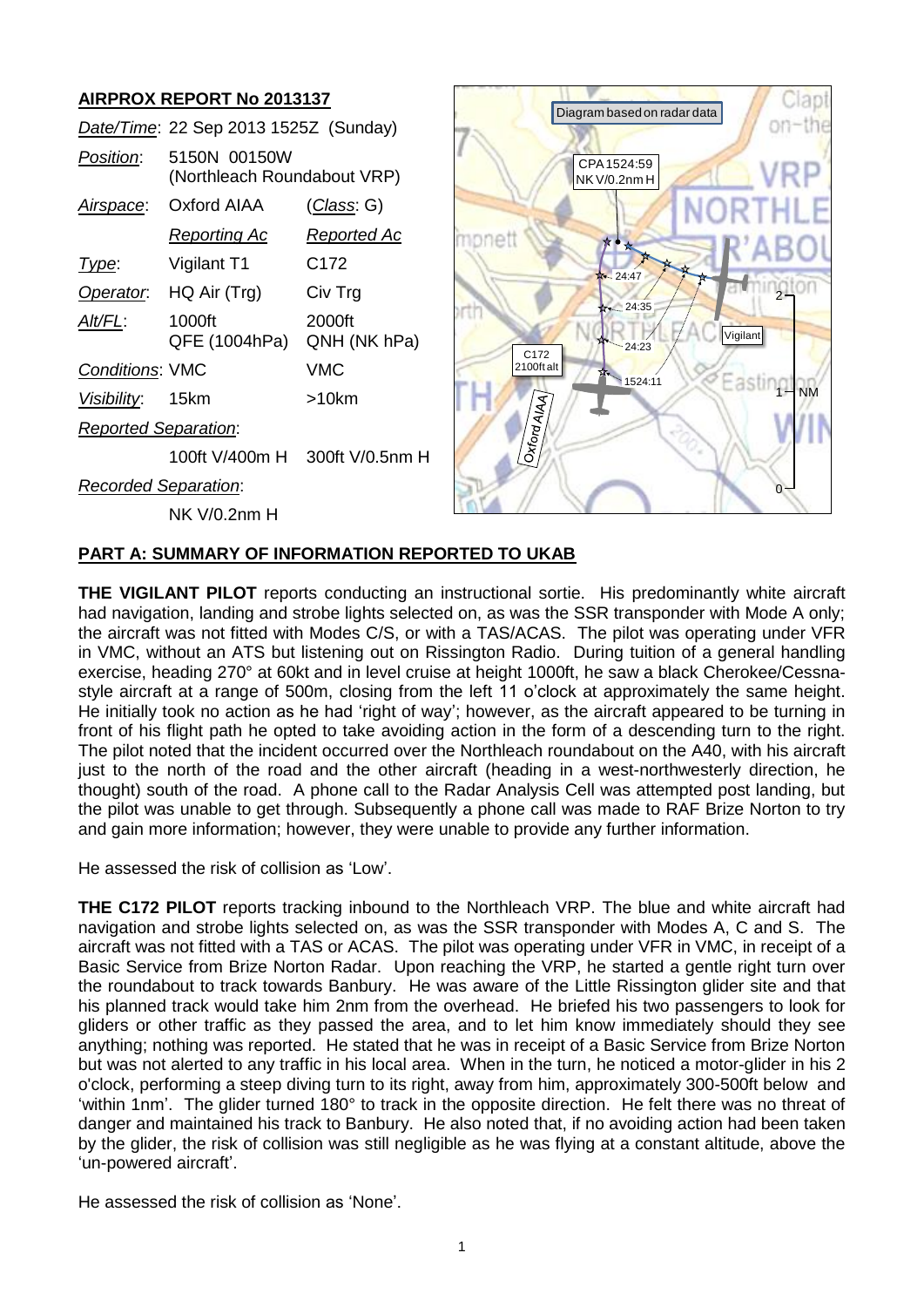## AIRPROX REPORT No 2013137

| | | |
|---|---|---|
| *Date/Time*: | 22 Sep 2013 1525Z (Sunday) | |
| *Position*: | 5150N 00150W (Northleach Roundabout VRP) | |
| *Airspace*: | Oxford AIAA | (*Class*: G) |
| | *Reporting Ac* | *Reported Ac* |
| *Type*: | Vigilant T1 | C172 |
| *Operator*: | HQ Air (Trg) | Civ Trg |
| *Alt/FL*: | 1000ft QFE (1004hPa) | 2000ft QNH (NK hPa) |
| *Conditions*: | VMC | VMC |
| *Visibility*: | 15km | >10km |
| *Reported Separation*: | | |
| | 100ft V/400m H | 300ft V/0.5nm H |
| *Recorded Separation*: | | |
| | NK V/0.2nm H | |

Diagram based on radar data

CPA 1524:59 NK V/0.2nm H

C172 2100ft alt

Vigilant

Oxford AIAA

## PART A: SUMMARY OF INFORMATION REPORTED TO UKAB

**THE VIGILANT PILOT** reports conducting an instructional sortie. His predominantly white aircraft had navigation, landing and strobe lights selected on, as was the SSR transponder with Mode A only; the aircraft was not fitted with Modes C/S, or with a TAS/ACAS. The pilot was operating under VFR in VMC, without an ATS but listening out on Rissington Radio. During tuition of a general handling exercise, heading 270° at 60kt and in level cruise at height 1000ft, he saw a black Cherokee/Cessna-style aircraft at a range of 500m, closing from the left 11 o'clock at approximately the same height. He initially took no action as he had 'right of way'; however, as the aircraft appeared to be turning in front of his flight path he opted to take avoiding action in the form of a descending turn to the right. The pilot noted that the incident occurred over the Northleach roundabout on the A40, with his aircraft just to the north of the road and the other aircraft (heading in a west-northwesterly direction, he thought) south of the road. A phone call to the Radar Analysis Cell was attempted post landing, but the pilot was unable to get through. Subsequently a phone call was made to RAF Brize Norton to try and gain more information; however, they were unable to provide any further information.

He assessed the risk of collision as 'Low'.

**THE C172 PILOT** reports tracking inbound to the Northleach VRP. The blue and white aircraft had navigation and strobe lights selected on, as was the SSR transponder with Modes A, C and S. The aircraft was not fitted with a TAS or ACAS. The pilot was operating under VFR in VMC, in receipt of a Basic Service from Brize Norton Radar. Upon reaching the VRP, he started a gentle right turn over the roundabout to track towards Banbury. He was aware of the Little Rissington glider site and that his planned track would take him 2nm from the overhead. He briefed his two passengers to look for gliders or other traffic as they passed the area, and to let him know immediately should they see anything; nothing was reported. He stated that he was in receipt of a Basic Service from Brize Norton but was not alerted to any traffic in his local area. When in the turn, he noticed a motor-glider in his 2 o'clock, performing a steep diving turn to its right, away from him, approximately 300-500ft below and 'within 1nm'. The glider turned 180° to track in the opposite direction. He felt there was no threat of danger and maintained his track to Banbury. He also noted that, if no avoiding action had been taken by the glider, the risk of collision was still negligible as he was flying at a constant altitude, above the 'un-powered aircraft'.

He assessed the risk of collision as 'None'.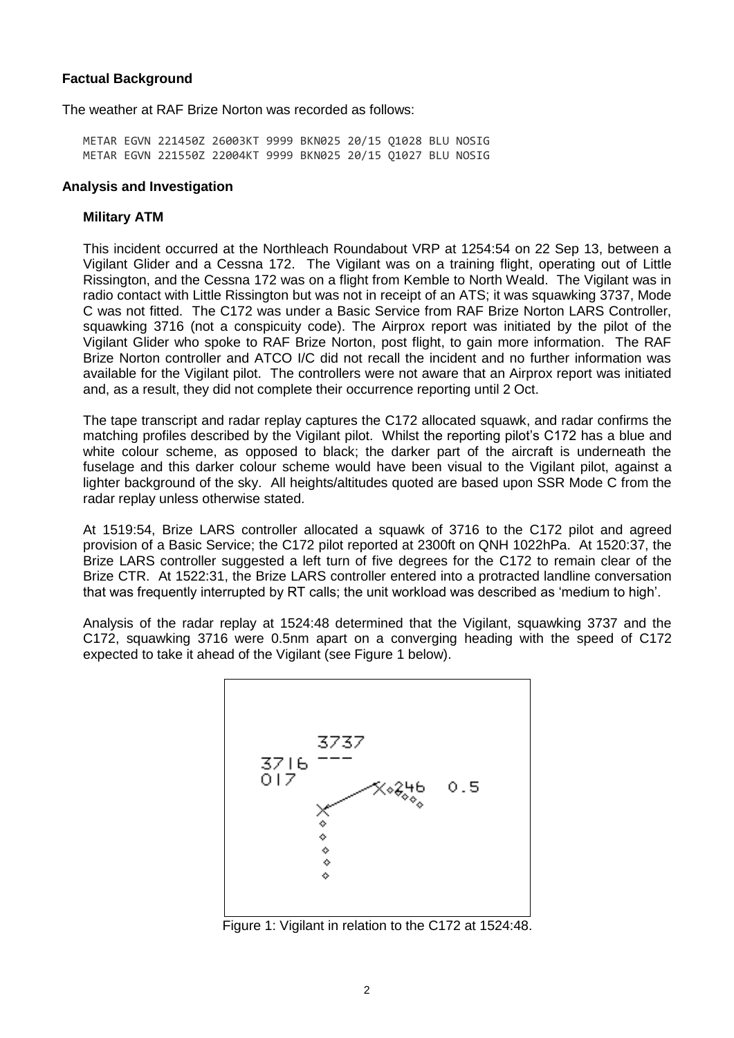**Factual Background**

The weather at RAF Brize Norton was recorded as follows:

```
METAR EGVN 221450Z 26003KT 9999 BKN025 20/15 Q1028 BLU NOSIG
METAR EGVN 221550Z 22004KT 9999 BKN025 20/15 Q1027 BLU NOSIG
```

**Analysis and Investigation**

**Military ATM**

This incident occurred at the Northleach Roundabout VRP at 1254:54 on 22 Sep 13, between a Vigilant Glider and a Cessna 172. The Vigilant was on a training flight, operating out of Little Rissington, and the Cessna 172 was on a flight from Kemble to North Weald. The Vigilant was in radio contact with Little Rissington but was not in receipt of an ATS; it was squawking 3737, Mode C was not fitted. The C172 was under a Basic Service from RAF Brize Norton LARS Controller, squawking 3716 (not a conspicuity code). The Airprox report was initiated by the pilot of the Vigilant Glider who spoke to RAF Brize Norton, post flight, to gain more information. The RAF Brize Norton controller and ATCO I/C did not recall the incident and no further information was available for the Vigilant pilot. The controllers were not aware that an Airprox report was initiated and, as a result, they did not complete their occurrence reporting until 2 Oct.

The tape transcript and radar replay captures the C172 allocated squawk, and radar confirms the matching profiles described by the Vigilant pilot. Whilst the reporting pilot's C172 has a blue and white colour scheme, as opposed to black; the darker part of the aircraft is underneath the fuselage and this darker colour scheme would have been visual to the Vigilant pilot, against a lighter background of the sky. All heights/altitudes quoted are based upon SSR Mode C from the radar replay unless otherwise stated.

At 1519:54, Brize LARS controller allocated a squawk of 3716 to the C172 pilot and agreed provision of a Basic Service; the C172 pilot reported at 2300ft on QNH 1022hPa. At 1520:37, the Brize LARS controller suggested a left turn of five degrees for the C172 to remain clear of the Brize CTR. At 1522:31, the Brize LARS controller entered into a protracted landline conversation that was frequently interrupted by RT calls; the unit workload was described as 'medium to high'.

Analysis of the radar replay at 1524:48 determined that the Vigilant, squawking 3737 and the C172, squawking 3716 were 0.5nm apart on a converging heading with the speed of C172 expected to take it ahead of the Vigilant (see Figure 1 below).

Figure 1: Vigilant in relation to the C172 at 1524:48.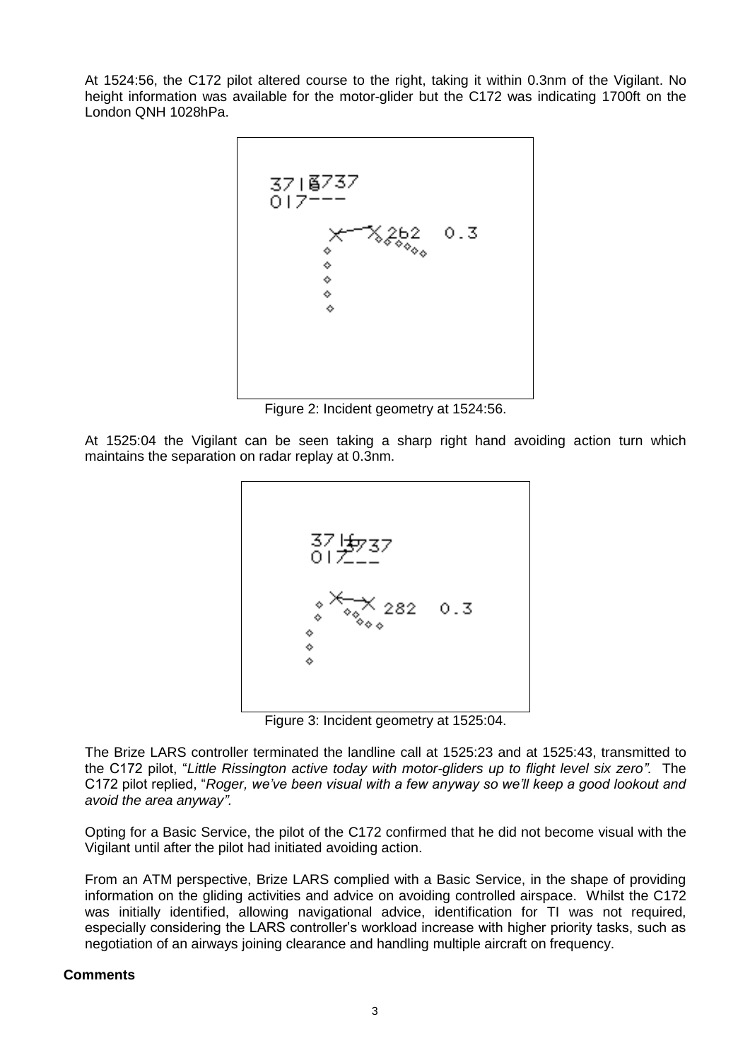At 1524:56, the C172 pilot altered course to the right, taking it within 0.3nm of the Vigilant. No height information was available for the motor-glider but the C172 was indicating 1700ft on the London QNH 1028hPa.

Figure 2: Incident geometry at 1524:56.

At 1525:04 the Vigilant can be seen taking a sharp right hand avoiding action turn which maintains the separation on radar replay at 0.3nm.

Figure 3: Incident geometry at 1525:04.

The Brize LARS controller terminated the landline call at 1525:23 and at 1525:43, transmitted to the C172 pilot, "*Little Rissington active today with motor-gliders up to flight level six zero".* The C172 pilot replied, "*Roger, we've been visual with a few anyway so we'll keep a good lookout and avoid the area anyway".*

Opting for a Basic Service, the pilot of the C172 confirmed that he did not become visual with the Vigilant until after the pilot had initiated avoiding action.

From an ATM perspective, Brize LARS complied with a Basic Service, in the shape of providing information on the gliding activities and advice on avoiding controlled airspace. Whilst the C172 was initially identified, allowing navigational advice, identification for TI was not required, especially considering the LARS controller's workload increase with higher priority tasks, such as negotiation of an airways joining clearance and handling multiple aircraft on frequency.

**Comments**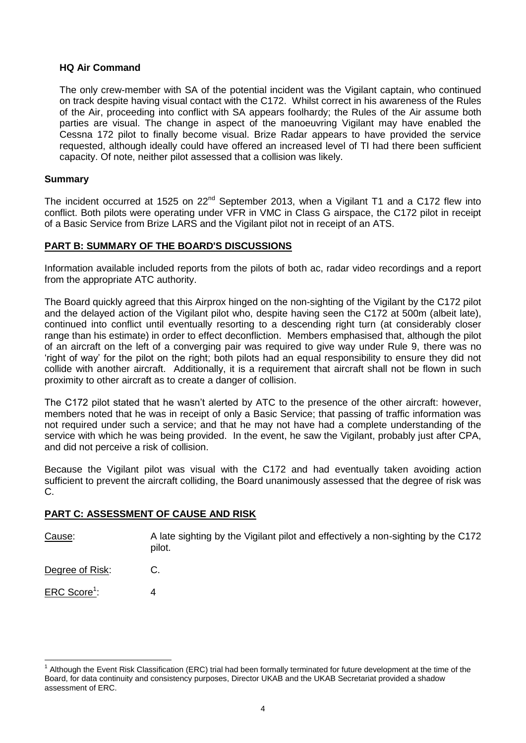**HQ Air Command**

The only crew-member with SA of the potential incident was the Vigilant captain, who continued on track despite having visual contact with the C172. Whilst correct in his awareness of the Rules of the Air, proceeding into conflict with SA appears foolhardy; the Rules of the Air assume both parties are visual. The change in aspect of the manoeuvring Vigilant may have enabled the Cessna 172 pilot to finally become visual. Brize Radar appears to have provided the service requested, although ideally could have offered an increased level of TI had there been sufficient capacity. Of note, neither pilot assessed that a collision was likely.

**Summary**

The incident occurred at 1525 on 22nd September 2013, when a Vigilant T1 and a C172 flew into conflict. Both pilots were operating under VFR in VMC in Class G airspace, the C172 pilot in receipt of a Basic Service from Brize LARS and the Vigilant pilot not in receipt of an ATS.

## PART B: SUMMARY OF THE BOARD'S DISCUSSIONS

Information available included reports from the pilots of both ac, radar video recordings and a report from the appropriate ATC authority.

The Board quickly agreed that this Airprox hinged on the non-sighting of the Vigilant by the C172 pilot and the delayed action of the Vigilant pilot who, despite having seen the C172 at 500m (albeit late), continued into conflict until eventually resorting to a descending right turn (at considerably closer range than his estimate) in order to effect deconfliction. Members emphasised that, although the pilot of an aircraft on the left of a converging pair was required to give way under Rule 9, there was no 'right of way' for the pilot on the right; both pilots had an equal responsibility to ensure they did not collide with another aircraft. Additionally, it is a requirement that aircraft shall not be flown in such proximity to other aircraft as to create a danger of collision.

The C172 pilot stated that he wasn't alerted by ATC to the presence of the other aircraft: however, members noted that he was in receipt of only a Basic Service; that passing of traffic information was not required under such a service; and that he may not have had a complete understanding of the service with which he was being provided. In the event, he saw the Vigilant, probably just after CPA, and did not perceive a risk of collision.

Because the Vigilant pilot was visual with the C172 and had eventually taken avoiding action sufficient to prevent the aircraft colliding, the Board unanimously assessed that the degree of risk was C.

## PART C: ASSESSMENT OF CAUSE AND RISK

Cause: A late sighting by the Vigilant pilot and effectively a non-sighting by the C172 pilot.

Degree of Risk: C.

ERC Score[1]: 4

[1] Although the Event Risk Classification (ERC) trial had been formally terminated for future development at the time of the Board, for data continuity and consistency purposes, Director UKAB and the UKAB Secretariat provided a shadow assessment of ERC.